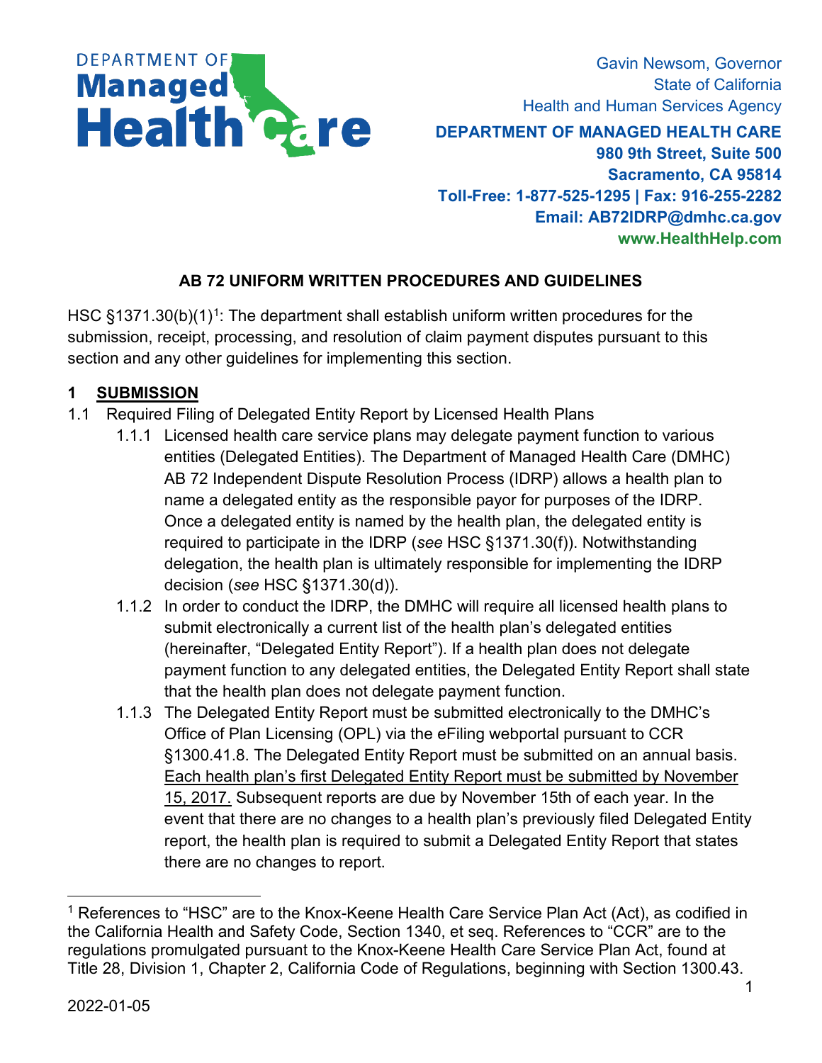DEPARTMENT OF **Managed Health Care**

Gavin Newsom, Governor
State of California
Health and Human Services Agency

**DEPARTMENT OF MANAGED HEALTH CARE**
**980 9th Street, Suite 500**
**Sacramento, CA 95814**
**Toll-Free: 1-877-525-1295 | Fax: 916-255-2282**
**Email: AB72IDRP@dmhc.ca.gov**
**www.HealthHelp.com**

## AB 72 UNIFORM WRITTEN PROCEDURES AND GUIDELINES

HSC §1371.30(b)(1)[1]: The department shall establish uniform written procedures for the submission, receipt, processing, and resolution of claim payment disputes pursuant to this section and any other guidelines for implementing this section.

### 1 SUBMISSION

1.1 Required Filing of Delegated Entity Report by Licensed Health Plans

1.1.1 Licensed health care service plans may delegate payment function to various entities (Delegated Entities). The Department of Managed Health Care (DMHC) AB 72 Independent Dispute Resolution Process (IDRP) allows a health plan to name a delegated entity as the responsible payor for purposes of the IDRP. Once a delegated entity is named by the health plan, the delegated entity is required to participate in the IDRP (*see* HSC §1371.30(f)). Notwithstanding delegation, the health plan is ultimately responsible for implementing the IDRP decision (*see* HSC §1371.30(d)).

1.1.2 In order to conduct the IDRP, the DMHC will require all licensed health plans to submit electronically a current list of the health plan's delegated entities (hereinafter, "Delegated Entity Report"). If a health plan does not delegate payment function to any delegated entities, the Delegated Entity Report shall state that the health plan does not delegate payment function.

1.1.3 The Delegated Entity Report must be submitted electronically to the DMHC's Office of Plan Licensing (OPL) via the eFiling webportal pursuant to CCR §1300.41.8. The Delegated Entity Report must be submitted on an annual basis. <u>Each health plan's first Delegated Entity Report must be submitted by November 15, 2017.</u> Subsequent reports are due by November 15th of each year. In the event that there are no changes to a health plan's previously filed Delegated Entity report, the health plan is required to submit a Delegated Entity Report that states there are no changes to report.

---

[1] References to "HSC" are to the Knox-Keene Health Care Service Plan Act (Act), as codified in the California Health and Safety Code, Section 1340, et seq. References to "CCR" are to the regulations promulgated pursuant to the Knox-Keene Health Care Service Plan Act, found at Title 28, Division 1, Chapter 2, California Code of Regulations, beginning with Section 1300.43.

2022-01-05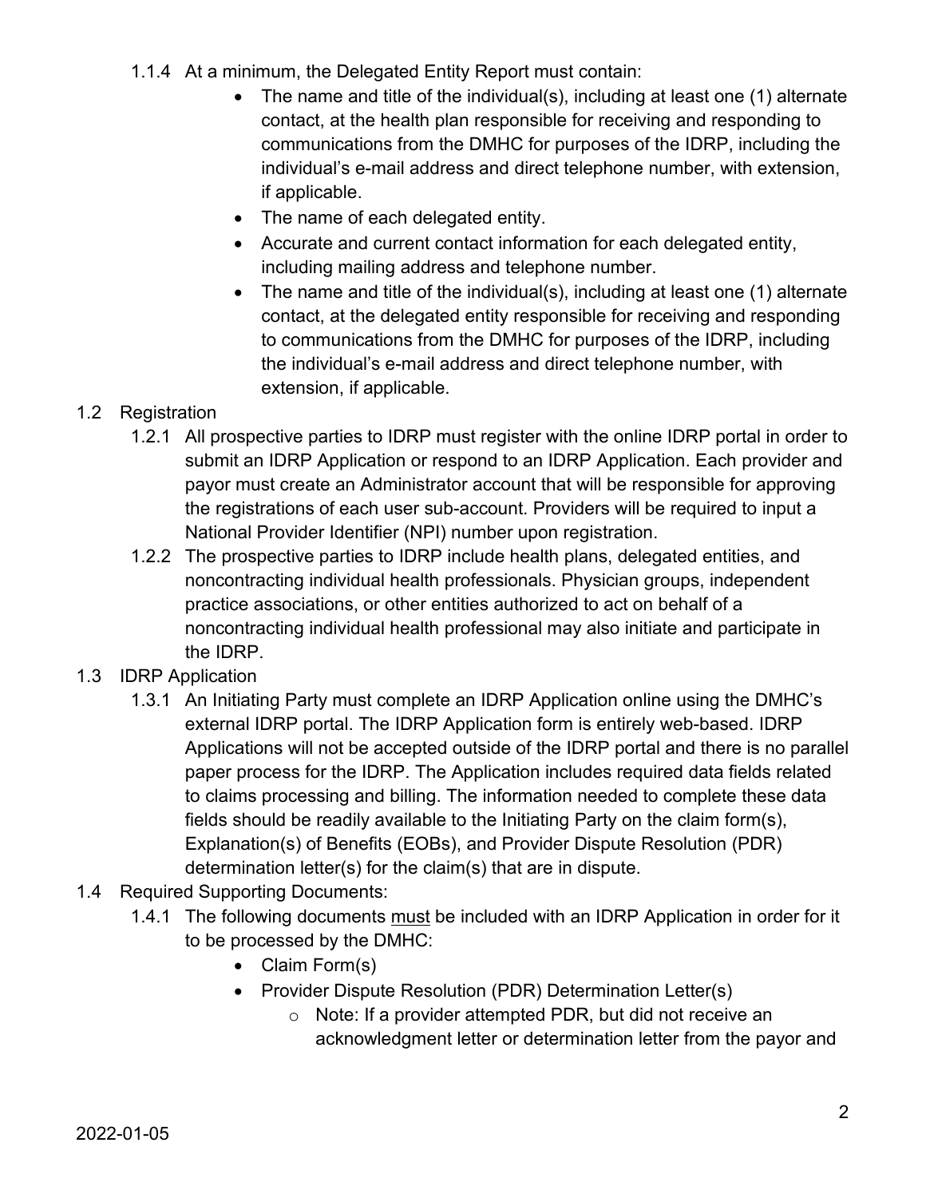1.1.4 At a minimum, the Delegated Entity Report must contain:

- The name and title of the individual(s), including at least one (1) alternate contact, at the health plan responsible for receiving and responding to communications from the DMHC for purposes of the IDRP, including the individual's e-mail address and direct telephone number, with extension, if applicable.
- The name of each delegated entity.
- Accurate and current contact information for each delegated entity, including mailing address and telephone number.
- The name and title of the individual(s), including at least one (1) alternate contact, at the delegated entity responsible for receiving and responding to communications from the DMHC for purposes of the IDRP, including the individual's e-mail address and direct telephone number, with extension, if applicable.

1.2 Registration

1.2.1 All prospective parties to IDRP must register with the online IDRP portal in order to submit an IDRP Application or respond to an IDRP Application. Each provider and payor must create an Administrator account that will be responsible for approving the registrations of each user sub-account. Providers will be required to input a National Provider Identifier (NPI) number upon registration.

1.2.2 The prospective parties to IDRP include health plans, delegated entities, and noncontracting individual health professionals. Physician groups, independent practice associations, or other entities authorized to act on behalf of a noncontracting individual health professional may also initiate and participate in the IDRP.

1.3 IDRP Application

1.3.1 An Initiating Party must complete an IDRP Application online using the DMHC's external IDRP portal. The IDRP Application form is entirely web-based. IDRP Applications will not be accepted outside of the IDRP portal and there is no parallel paper process for the IDRP. The Application includes required data fields related to claims processing and billing. The information needed to complete these data fields should be readily available to the Initiating Party on the claim form(s), Explanation(s) of Benefits (EOBs), and Provider Dispute Resolution (PDR) determination letter(s) for the claim(s) that are in dispute.

1.4 Required Supporting Documents:

1.4.1 The following documents <u>must</u> be included with an IDRP Application in order for it to be processed by the DMHC:

- Claim Form(s)
- Provider Dispute Resolution (PDR) Determination Letter(s)
  - Note: If a provider attempted PDR, but did not receive an acknowledgment letter or determination letter from the payor and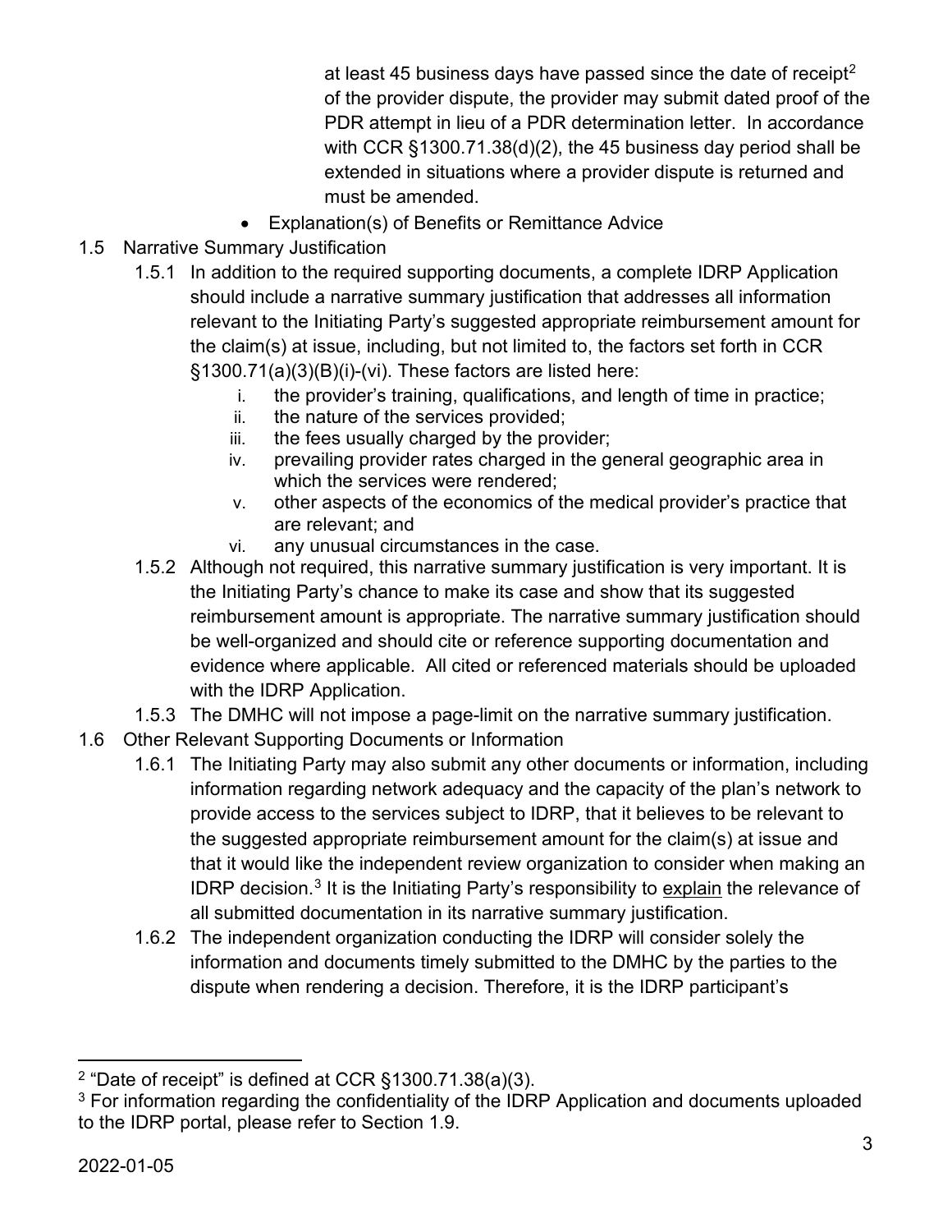at least 45 business days have passed since the date of receipt[2] of the provider dispute, the provider may submit dated proof of the PDR attempt in lieu of a PDR determination letter. In accordance with CCR §1300.71.38(d)(2), the 45 business day period shall be extended in situations where a provider dispute is returned and must be amended.

- Explanation(s) of Benefits or Remittance Advice

1.5 Narrative Summary Justification

1.5.1 In addition to the required supporting documents, a complete IDRP Application should include a narrative summary justification that addresses all information relevant to the Initiating Party's suggested appropriate reimbursement amount for the claim(s) at issue, including, but not limited to, the factors set forth in CCR §1300.71(a)(3)(B)(i)-(vi). These factors are listed here:

i. the provider's training, qualifications, and length of time in practice;
ii. the nature of the services provided;
iii. the fees usually charged by the provider;
iv. prevailing provider rates charged in the general geographic area in which the services were rendered;
v. other aspects of the economics of the medical provider's practice that are relevant; and
vi. any unusual circumstances in the case.

1.5.2 Although not required, this narrative summary justification is very important. It is the Initiating Party's chance to make its case and show that its suggested reimbursement amount is appropriate. The narrative summary justification should be well-organized and should cite or reference supporting documentation and evidence where applicable. All cited or referenced materials should be uploaded with the IDRP Application.

1.5.3 The DMHC will not impose a page-limit on the narrative summary justification.

1.6 Other Relevant Supporting Documents or Information

1.6.1 The Initiating Party may also submit any other documents or information, including information regarding network adequacy and the capacity of the plan's network to provide access to the services subject to IDRP, that it believes to be relevant to the suggested appropriate reimbursement amount for the claim(s) at issue and that it would like the independent review organization to consider when making an IDRP decision.[3] It is the Initiating Party's responsibility to explain the relevance of all submitted documentation in its narrative summary justification.

1.6.2 The independent organization conducting the IDRP will consider solely the information and documents timely submitted to the DMHC by the parties to the dispute when rendering a decision. Therefore, it is the IDRP participant's

---

[2] "Date of receipt" is defined at CCR §1300.71.38(a)(3).

[3] For information regarding the confidentiality of the IDRP Application and documents uploaded to the IDRP portal, please refer to Section 1.9.

2022-01-05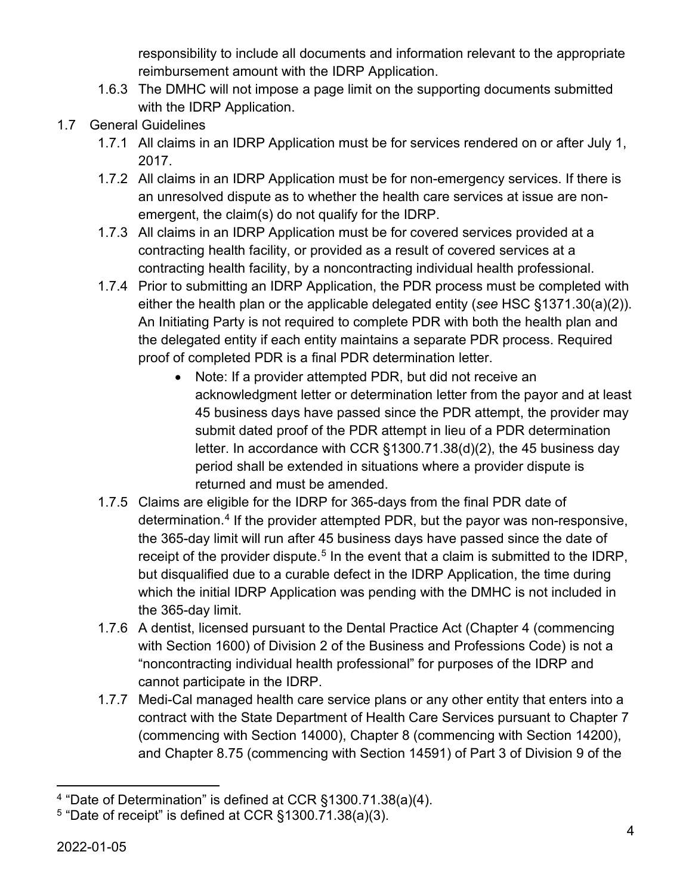responsibility to include all documents and information relevant to the appropriate reimbursement amount with the IDRP Application.

1.6.3 The DMHC will not impose a page limit on the supporting documents submitted with the IDRP Application.

1.7 General Guidelines

1.7.1 All claims in an IDRP Application must be for services rendered on or after July 1, 2017.

1.7.2 All claims in an IDRP Application must be for non-emergency services. If there is an unresolved dispute as to whether the health care services at issue are non-emergent, the claim(s) do not qualify for the IDRP.

1.7.3 All claims in an IDRP Application must be for covered services provided at a contracting health facility, or provided as a result of covered services at a contracting health facility, by a noncontracting individual health professional.

1.7.4 Prior to submitting an IDRP Application, the PDR process must be completed with either the health plan or the applicable delegated entity (*see* HSC §1371.30(a)(2)). An Initiating Party is not required to complete PDR with both the health plan and the delegated entity if each entity maintains a separate PDR process. Required proof of completed PDR is a final PDR determination letter.

- Note: If a provider attempted PDR, but did not receive an acknowledgment letter or determination letter from the payor and at least 45 business days have passed since the PDR attempt, the provider may submit dated proof of the PDR attempt in lieu of a PDR determination letter. In accordance with CCR §1300.71.38(d)(2), the 45 business day period shall be extended in situations where a provider dispute is returned and must be amended.

1.7.5 Claims are eligible for the IDRP for 365-days from the final PDR date of determination.[4] If the provider attempted PDR, but the payor was non-responsive, the 365-day limit will run after 45 business days have passed since the date of receipt of the provider dispute.[5] In the event that a claim is submitted to the IDRP, but disqualified due to a curable defect in the IDRP Application, the time during which the initial IDRP Application was pending with the DMHC is not included in the 365-day limit.

1.7.6 A dentist, licensed pursuant to the Dental Practice Act (Chapter 4 (commencing with Section 1600) of Division 2 of the Business and Professions Code) is not a "noncontracting individual health professional" for purposes of the IDRP and cannot participate in the IDRP.

1.7.7 Medi-Cal managed health care service plans or any other entity that enters into a contract with the State Department of Health Care Services pursuant to Chapter 7 (commencing with Section 14000), Chapter 8 (commencing with Section 14200), and Chapter 8.75 (commencing with Section 14591) of Part 3 of Division 9 of the

---

[4] "Date of Determination" is defined at CCR §1300.71.38(a)(4).

[5] "Date of receipt" is defined at CCR §1300.71.38(a)(3).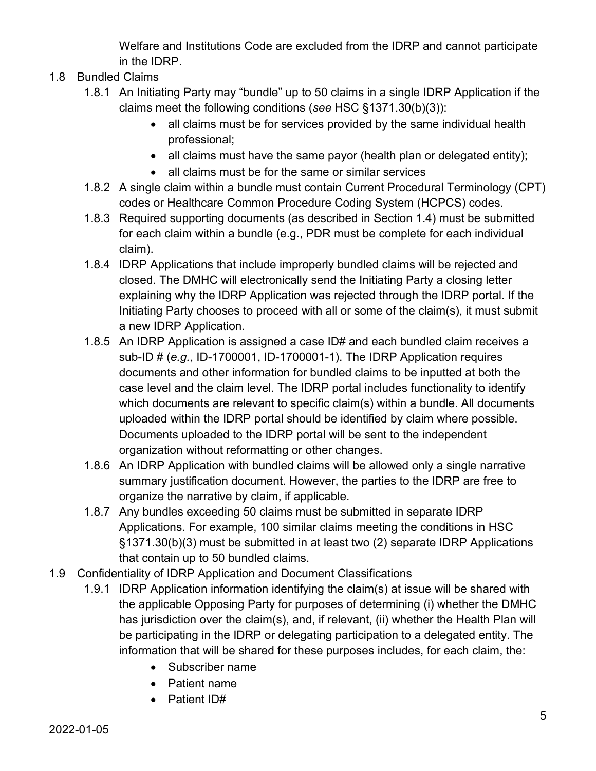Welfare and Institutions Code are excluded from the IDRP and cannot participate in the IDRP.

1.8 Bundled Claims

1.8.1 An Initiating Party may "bundle" up to 50 claims in a single IDRP Application if the claims meet the following conditions (*see* HSC §1371.30(b)(3)):

- all claims must be for services provided by the same individual health professional;
- all claims must have the same payor (health plan or delegated entity);
- all claims must be for the same or similar services

1.8.2 A single claim within a bundle must contain Current Procedural Terminology (CPT) codes or Healthcare Common Procedure Coding System (HCPCS) codes.

1.8.3 Required supporting documents (as described in Section 1.4) must be submitted for each claim within a bundle (e.g., PDR must be complete for each individual claim).

1.8.4 IDRP Applications that include improperly bundled claims will be rejected and closed. The DMHC will electronically send the Initiating Party a closing letter explaining why the IDRP Application was rejected through the IDRP portal. If the Initiating Party chooses to proceed with all or some of the claim(s), it must submit a new IDRP Application.

1.8.5 An IDRP Application is assigned a case ID# and each bundled claim receives a sub-ID # (*e.g.*, ID-1700001, ID-1700001-1). The IDRP Application requires documents and other information for bundled claims to be inputted at both the case level and the claim level. The IDRP portal includes functionality to identify which documents are relevant to specific claim(s) within a bundle. All documents uploaded within the IDRP portal should be identified by claim where possible. Documents uploaded to the IDRP portal will be sent to the independent organization without reformatting or other changes.

1.8.6 An IDRP Application with bundled claims will be allowed only a single narrative summary justification document. However, the parties to the IDRP are free to organize the narrative by claim, if applicable.

1.8.7 Any bundles exceeding 50 claims must be submitted in separate IDRP Applications. For example, 100 similar claims meeting the conditions in HSC §1371.30(b)(3) must be submitted in at least two (2) separate IDRP Applications that contain up to 50 bundled claims.

1.9 Confidentiality of IDRP Application and Document Classifications

1.9.1 IDRP Application information identifying the claim(s) at issue will be shared with the applicable Opposing Party for purposes of determining (i) whether the DMHC has jurisdiction over the claim(s), and, if relevant, (ii) whether the Health Plan will be participating in the IDRP or delegating participation to a delegated entity. The information that will be shared for these purposes includes, for each claim, the:

- Subscriber name
- Patient name
- Patient ID#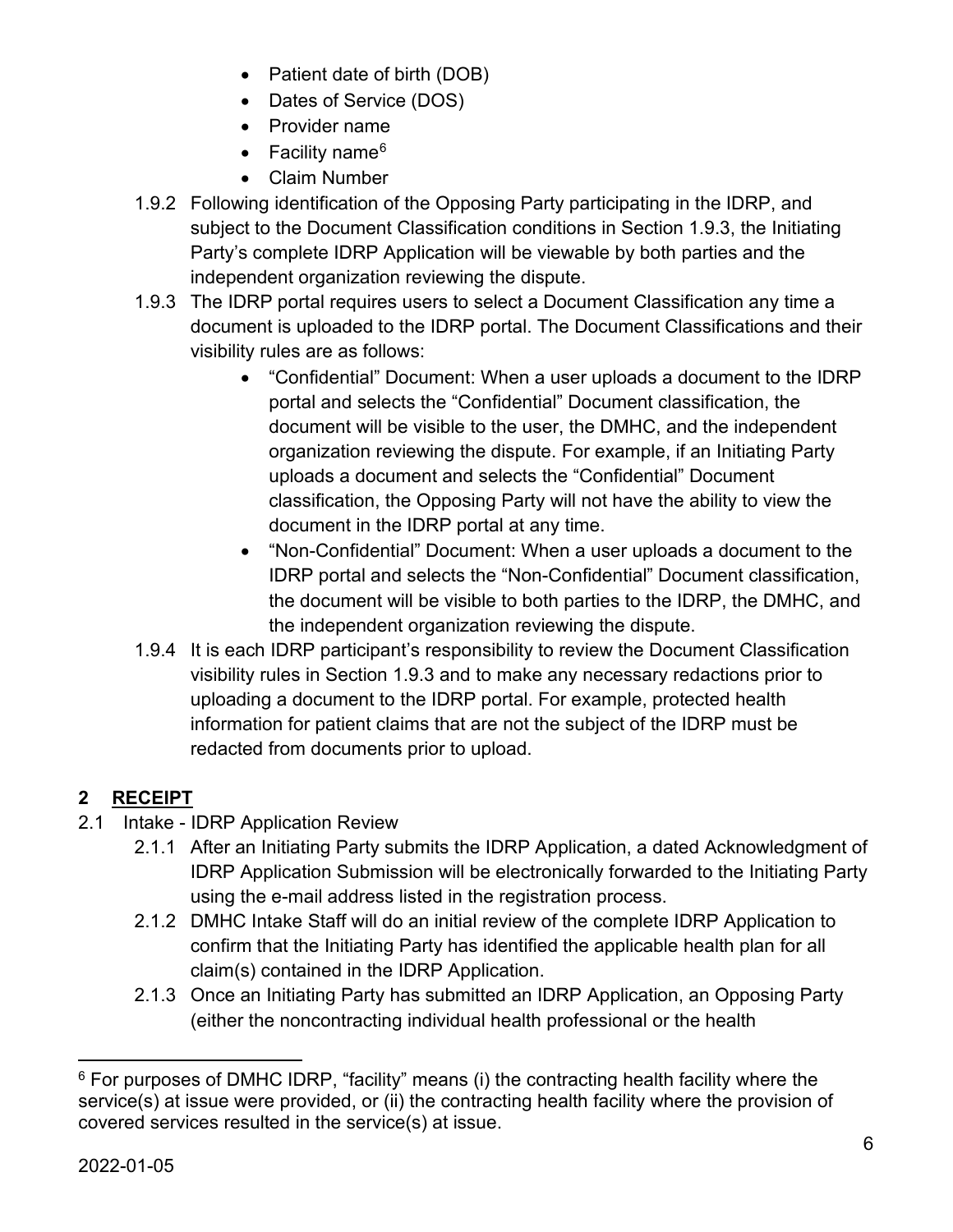- Patient date of birth (DOB)
- Dates of Service (DOS)
- Provider name
- Facility name[6]
- Claim Number

1.9.2 Following identification of the Opposing Party participating in the IDRP, and subject to the Document Classification conditions in Section 1.9.3, the Initiating Party's complete IDRP Application will be viewable by both parties and the independent organization reviewing the dispute.

1.9.3 The IDRP portal requires users to select a Document Classification any time a document is uploaded to the IDRP portal. The Document Classifications and their visibility rules are as follows:

- "Confidential" Document: When a user uploads a document to the IDRP portal and selects the "Confidential" Document classification, the document will be visible to the user, the DMHC, and the independent organization reviewing the dispute. For example, if an Initiating Party uploads a document and selects the "Confidential" Document classification, the Opposing Party will not have the ability to view the document in the IDRP portal at any time.
- "Non-Confidential" Document: When a user uploads a document to the IDRP portal and selects the "Non-Confidential" Document classification, the document will be visible to both parties to the IDRP, the DMHC, and the independent organization reviewing the dispute.

1.9.4 It is each IDRP participant's responsibility to review the Document Classification visibility rules in Section 1.9.3 and to make any necessary redactions prior to uploading a document to the IDRP portal. For example, protected health information for patient claims that are not the subject of the IDRP must be redacted from documents prior to upload.

## 2 RECEIPT

2.1 Intake - IDRP Application Review

2.1.1 After an Initiating Party submits the IDRP Application, a dated Acknowledgment of IDRP Application Submission will be electronically forwarded to the Initiating Party using the e-mail address listed in the registration process.

2.1.2 DMHC Intake Staff will do an initial review of the complete IDRP Application to confirm that the Initiating Party has identified the applicable health plan for all claim(s) contained in the IDRP Application.

2.1.3 Once an Initiating Party has submitted an IDRP Application, an Opposing Party (either the noncontracting individual health professional or the health

[6] For purposes of DMHC IDRP, "facility" means (i) the contracting health facility where the service(s) at issue were provided, or (ii) the contracting health facility where the provision of covered services resulted in the service(s) at issue.

2022-01-05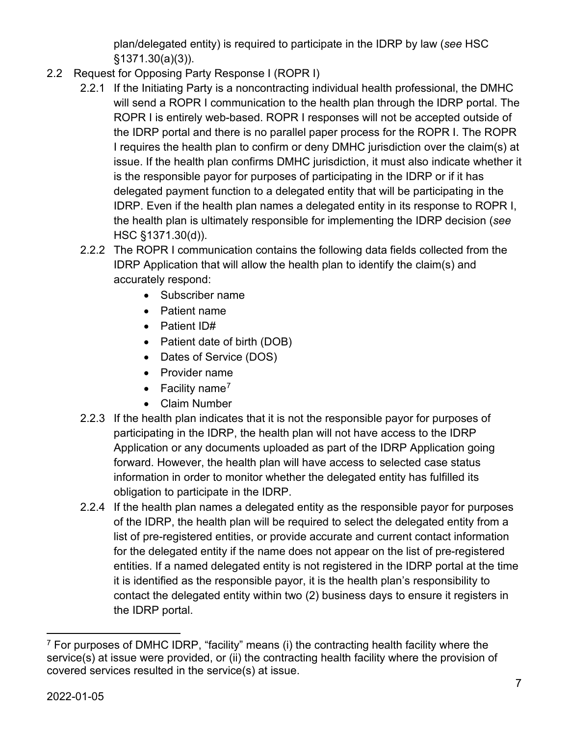plan/delegated entity) is required to participate in the IDRP by law (*see* HSC §1371.30(a)(3)).

2.2 Request for Opposing Party Response I (ROPR I)

2.2.1 If the Initiating Party is a noncontracting individual health professional, the DMHC will send a ROPR I communication to the health plan through the IDRP portal. The ROPR I is entirely web-based. ROPR I responses will not be accepted outside of the IDRP portal and there is no parallel paper process for the ROPR I. The ROPR I requires the health plan to confirm or deny DMHC jurisdiction over the claim(s) at issue. If the health plan confirms DMHC jurisdiction, it must also indicate whether it is the responsible payor for purposes of participating in the IDRP or if it has delegated payment function to a delegated entity that will be participating in the IDRP. Even if the health plan names a delegated entity in its response to ROPR I, the health plan is ultimately responsible for implementing the IDRP decision (*see* HSC §1371.30(d)).

2.2.2 The ROPR I communication contains the following data fields collected from the IDRP Application that will allow the health plan to identify the claim(s) and accurately respond:

- Subscriber name
- Patient name
- Patient ID#
- Patient date of birth (DOB)
- Dates of Service (DOS)
- Provider name
- Facility name[7]
- Claim Number

2.2.3 If the health plan indicates that it is not the responsible payor for purposes of participating in the IDRP, the health plan will not have access to the IDRP Application or any documents uploaded as part of the IDRP Application going forward. However, the health plan will have access to selected case status information in order to monitor whether the delegated entity has fulfilled its obligation to participate in the IDRP.

2.2.4 If the health plan names a delegated entity as the responsible payor for purposes of the IDRP, the health plan will be required to select the delegated entity from a list of pre-registered entities, or provide accurate and current contact information for the delegated entity if the name does not appear on the list of pre-registered entities. If a named delegated entity is not registered in the IDRP portal at the time it is identified as the responsible payor, it is the health plan's responsibility to contact the delegated entity within two (2) business days to ensure it registers in the IDRP portal.

[7] For purposes of DMHC IDRP, "facility" means (i) the contracting health facility where the service(s) at issue were provided, or (ii) the contracting health facility where the provision of covered services resulted in the service(s) at issue.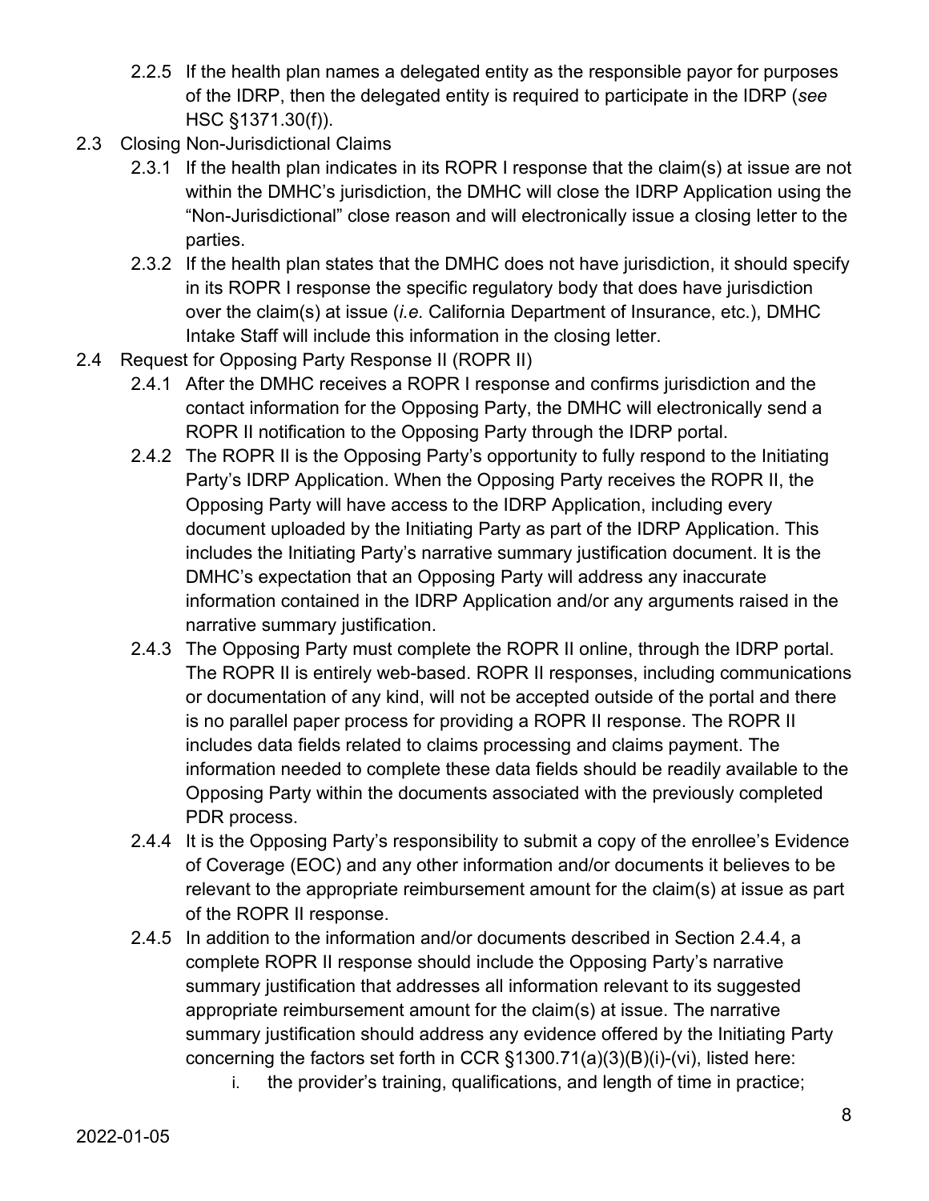2.2.5 If the health plan names a delegated entity as the responsible payor for purposes of the IDRP, then the delegated entity is required to participate in the IDRP (*see* HSC §1371.30(f)).

2.3 Closing Non-Jurisdictional Claims

2.3.1 If the health plan indicates in its ROPR I response that the claim(s) at issue are not within the DMHC's jurisdiction, the DMHC will close the IDRP Application using the "Non-Jurisdictional" close reason and will electronically issue a closing letter to the parties.

2.3.2 If the health plan states that the DMHC does not have jurisdiction, it should specify in its ROPR I response the specific regulatory body that does have jurisdiction over the claim(s) at issue (*i.e.* California Department of Insurance, etc.), DMHC Intake Staff will include this information in the closing letter.

2.4 Request for Opposing Party Response II (ROPR II)

2.4.1 After the DMHC receives a ROPR I response and confirms jurisdiction and the contact information for the Opposing Party, the DMHC will electronically send a ROPR II notification to the Opposing Party through the IDRP portal.

2.4.2 The ROPR II is the Opposing Party's opportunity to fully respond to the Initiating Party's IDRP Application. When the Opposing Party receives the ROPR II, the Opposing Party will have access to the IDRP Application, including every document uploaded by the Initiating Party as part of the IDRP Application. This includes the Initiating Party's narrative summary justification document. It is the DMHC's expectation that an Opposing Party will address any inaccurate information contained in the IDRP Application and/or any arguments raised in the narrative summary justification.

2.4.3 The Opposing Party must complete the ROPR II online, through the IDRP portal. The ROPR II is entirely web-based. ROPR II responses, including communications or documentation of any kind, will not be accepted outside of the portal and there is no parallel paper process for providing a ROPR II response. The ROPR II includes data fields related to claims processing and claims payment. The information needed to complete these data fields should be readily available to the Opposing Party within the documents associated with the previously completed PDR process.

2.4.4 It is the Opposing Party's responsibility to submit a copy of the enrollee's Evidence of Coverage (EOC) and any other information and/or documents it believes to be relevant to the appropriate reimbursement amount for the claim(s) at issue as part of the ROPR II response.

2.4.5 In addition to the information and/or documents described in Section 2.4.4, a complete ROPR II response should include the Opposing Party's narrative summary justification that addresses all information relevant to its suggested appropriate reimbursement amount for the claim(s) at issue. The narrative summary justification should address any evidence offered by the Initiating Party concerning the factors set forth in CCR §1300.71(a)(3)(B)(i)-(vi), listed here:

i. the provider's training, qualifications, and length of time in practice;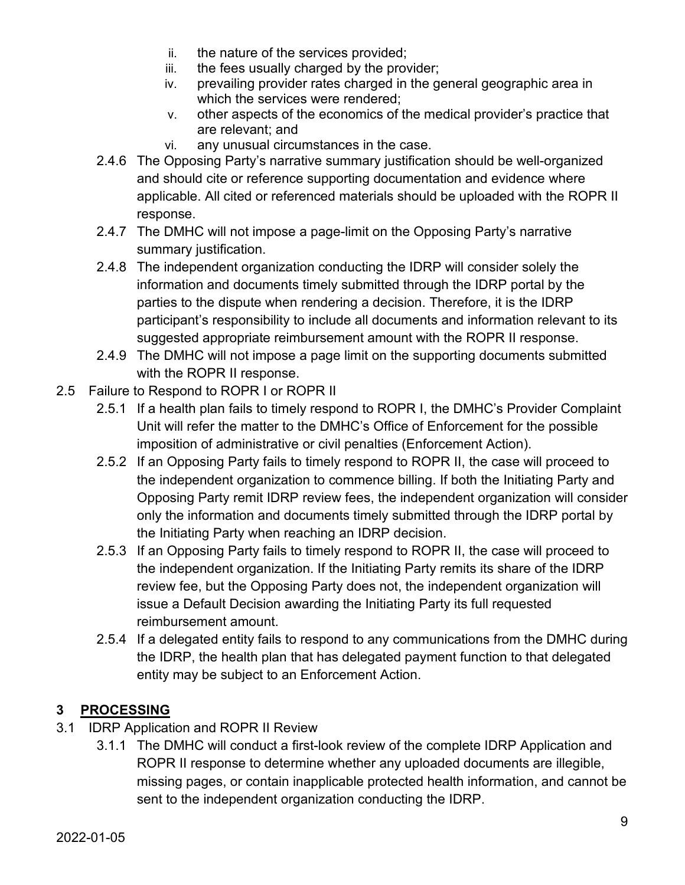ii. the nature of the services provided;
iii. the fees usually charged by the provider;
iv. prevailing provider rates charged in the general geographic area in which the services were rendered;
v. other aspects of the economics of the medical provider's practice that are relevant; and
vi. any unusual circumstances in the case.

2.4.6 The Opposing Party's narrative summary justification should be well-organized and should cite or reference supporting documentation and evidence where applicable. All cited or referenced materials should be uploaded with the ROPR II response.

2.4.7 The DMHC will not impose a page-limit on the Opposing Party's narrative summary justification.

2.4.8 The independent organization conducting the IDRP will consider solely the information and documents timely submitted through the IDRP portal by the parties to the dispute when rendering a decision. Therefore, it is the IDRP participant's responsibility to include all documents and information relevant to its suggested appropriate reimbursement amount with the ROPR II response.

2.4.9 The DMHC will not impose a page limit on the supporting documents submitted with the ROPR II response.

2.5 Failure to Respond to ROPR I or ROPR II

2.5.1 If a health plan fails to timely respond to ROPR I, the DMHC's Provider Complaint Unit will refer the matter to the DMHC's Office of Enforcement for the possible imposition of administrative or civil penalties (Enforcement Action).

2.5.2 If an Opposing Party fails to timely respond to ROPR II, the case will proceed to the independent organization to commence billing. If both the Initiating Party and Opposing Party remit IDRP review fees, the independent organization will consider only the information and documents timely submitted through the IDRP portal by the Initiating Party when reaching an IDRP decision.

2.5.3 If an Opposing Party fails to timely respond to ROPR II, the case will proceed to the independent organization. If the Initiating Party remits its share of the IDRP review fee, but the Opposing Party does not, the independent organization will issue a Default Decision awarding the Initiating Party its full requested reimbursement amount.

2.5.4 If a delegated entity fails to respond to any communications from the DMHC during the IDRP, the health plan that has delegated payment function to that delegated entity may be subject to an Enforcement Action.

## 3 PROCESSING

3.1 IDRP Application and ROPR II Review

3.1.1 The DMHC will conduct a first-look review of the complete IDRP Application and ROPR II response to determine whether any uploaded documents are illegible, missing pages, or contain inapplicable protected health information, and cannot be sent to the independent organization conducting the IDRP.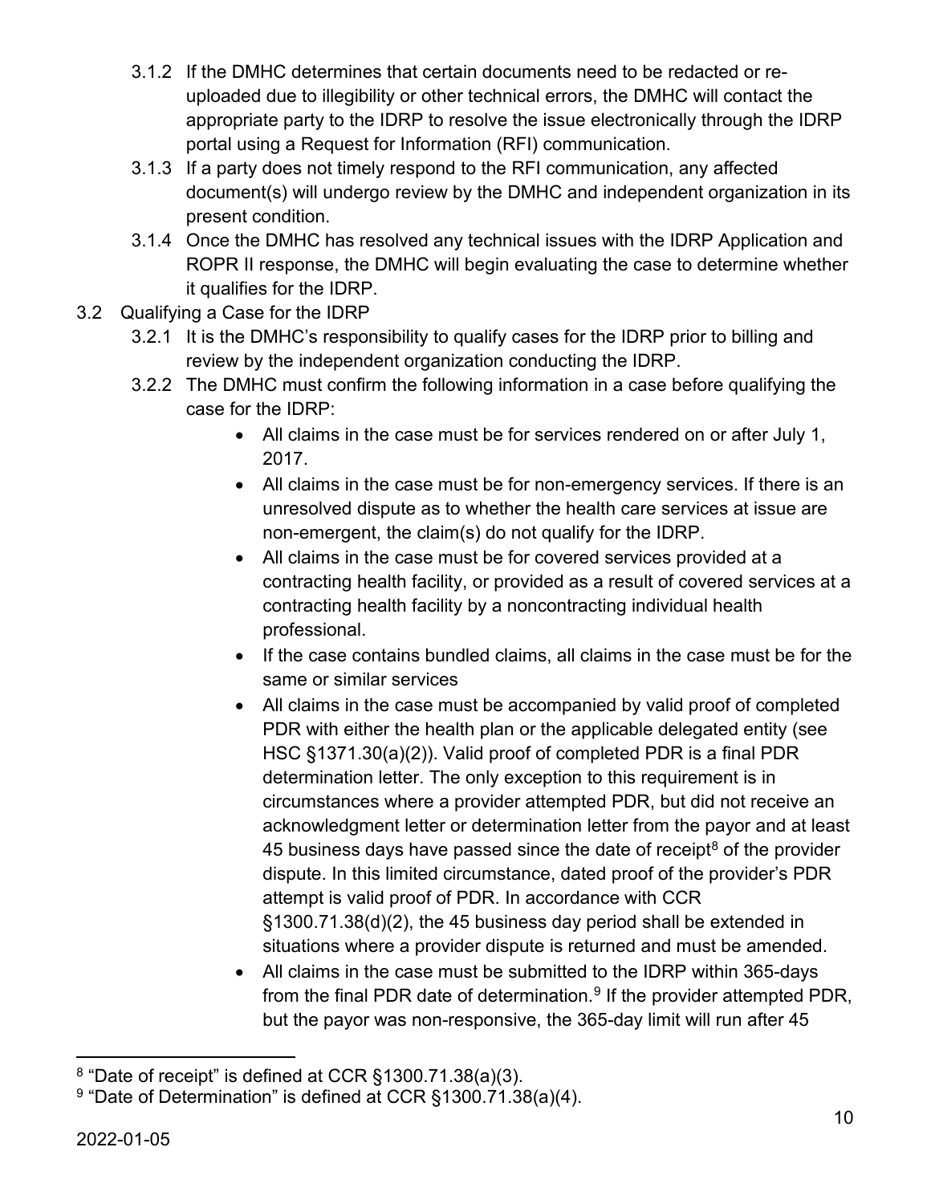3.1.2 If the DMHC determines that certain documents need to be redacted or re-uploaded due to illegibility or other technical errors, the DMHC will contact the appropriate party to the IDRP to resolve the issue electronically through the IDRP portal using a Request for Information (RFI) communication.

3.1.3 If a party does not timely respond to the RFI communication, any affected document(s) will undergo review by the DMHC and independent organization in its present condition.

3.1.4 Once the DMHC has resolved any technical issues with the IDRP Application and ROPR II response, the DMHC will begin evaluating the case to determine whether it qualifies for the IDRP.

3.2 Qualifying a Case for the IDRP

3.2.1 It is the DMHC's responsibility to qualify cases for the IDRP prior to billing and review by the independent organization conducting the IDRP.

3.2.2 The DMHC must confirm the following information in a case before qualifying the case for the IDRP:

- All claims in the case must be for services rendered on or after July 1, 2017.
- All claims in the case must be for non-emergency services. If there is an unresolved dispute as to whether the health care services at issue are non-emergent, the claim(s) do not qualify for the IDRP.
- All claims in the case must be for covered services provided at a contracting health facility, or provided as a result of covered services at a contracting health facility by a noncontracting individual health professional.
- If the case contains bundled claims, all claims in the case must be for the same or similar services
- All claims in the case must be accompanied by valid proof of completed PDR with either the health plan or the applicable delegated entity (see HSC §1371.30(a)(2)). Valid proof of completed PDR is a final PDR determination letter. The only exception to this requirement is in circumstances where a provider attempted PDR, but did not receive an acknowledgment letter or determination letter from the payor and at least 45 business days have passed since the date of receipt[8] of the provider dispute. In this limited circumstance, dated proof of the provider's PDR attempt is valid proof of PDR. In accordance with CCR §1300.71.38(d)(2), the 45 business day period shall be extended in situations where a provider dispute is returned and must be amended.
- All claims in the case must be submitted to the IDRP within 365-days from the final PDR date of determination.[9] If the provider attempted PDR, but the payor was non-responsive, the 365-day limit will run after 45

[8] "Date of receipt" is defined at CCR §1300.71.38(a)(3).

[9] "Date of Determination" is defined at CCR §1300.71.38(a)(4).

2022-01-05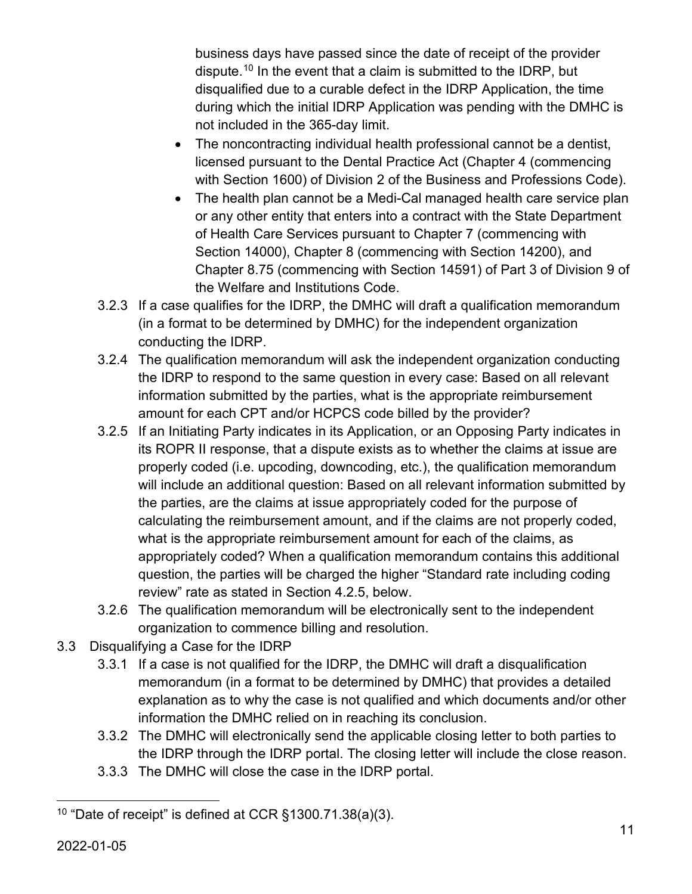business days have passed since the date of receipt of the provider dispute.[10] In the event that a claim is submitted to the IDRP, but disqualified due to a curable defect in the IDRP Application, the time during which the initial IDRP Application was pending with the DMHC is not included in the 365-day limit.

- The noncontracting individual health professional cannot be a dentist, licensed pursuant to the Dental Practice Act (Chapter 4 (commencing with Section 1600) of Division 2 of the Business and Professions Code).
- The health plan cannot be a Medi-Cal managed health care service plan or any other entity that enters into a contract with the State Department of Health Care Services pursuant to Chapter 7 (commencing with Section 14000), Chapter 8 (commencing with Section 14200), and Chapter 8.75 (commencing with Section 14591) of Part 3 of Division 9 of the Welfare and Institutions Code.

3.2.3 If a case qualifies for the IDRP, the DMHC will draft a qualification memorandum (in a format to be determined by DMHC) for the independent organization conducting the IDRP.

3.2.4 The qualification memorandum will ask the independent organization conducting the IDRP to respond to the same question in every case: Based on all relevant information submitted by the parties, what is the appropriate reimbursement amount for each CPT and/or HCPCS code billed by the provider?

3.2.5 If an Initiating Party indicates in its Application, or an Opposing Party indicates in its ROPR II response, that a dispute exists as to whether the claims at issue are properly coded (i.e. upcoding, downcoding, etc.), the qualification memorandum will include an additional question: Based on all relevant information submitted by the parties, are the claims at issue appropriately coded for the purpose of calculating the reimbursement amount, and if the claims are not properly coded, what is the appropriate reimbursement amount for each of the claims, as appropriately coded? When a qualification memorandum contains this additional question, the parties will be charged the higher "Standard rate including coding review" rate as stated in Section 4.2.5, below.

3.2.6 The qualification memorandum will be electronically sent to the independent organization to commence billing and resolution.

3.3 Disqualifying a Case for the IDRP

3.3.1 If a case is not qualified for the IDRP, the DMHC will draft a disqualification memorandum (in a format to be determined by DMHC) that provides a detailed explanation as to why the case is not qualified and which documents and/or other information the DMHC relied on in reaching its conclusion.

3.3.2 The DMHC will electronically send the applicable closing letter to both parties to the IDRP through the IDRP portal. The closing letter will include the close reason.

3.3.3 The DMHC will close the case in the IDRP portal.

---

[10] "Date of receipt" is defined at CCR §1300.71.38(a)(3).

2022-01-05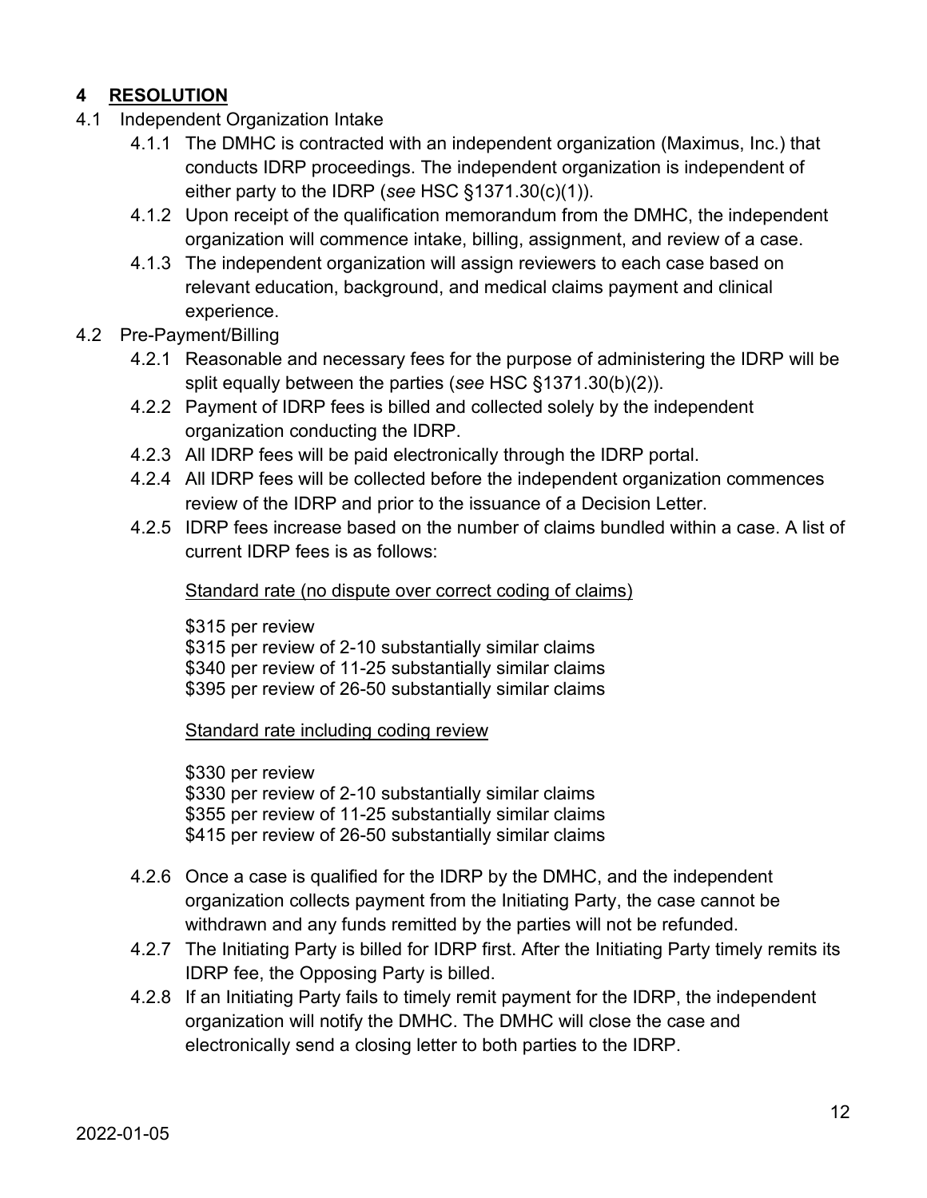## 4 RESOLUTION

4.1 Independent Organization Intake

4.1.1 The DMHC is contracted with an independent organization (Maximus, Inc.) that conducts IDRP proceedings. The independent organization is independent of either party to the IDRP (*see* HSC §1371.30(c)(1)).

4.1.2 Upon receipt of the qualification memorandum from the DMHC, the independent organization will commence intake, billing, assignment, and review of a case.

4.1.3 The independent organization will assign reviewers to each case based on relevant education, background, and medical claims payment and clinical experience.

4.2 Pre-Payment/Billing

4.2.1 Reasonable and necessary fees for the purpose of administering the IDRP will be split equally between the parties (*see* HSC §1371.30(b)(2)).

4.2.2 Payment of IDRP fees is billed and collected solely by the independent organization conducting the IDRP.

4.2.3 All IDRP fees will be paid electronically through the IDRP portal.

4.2.4 All IDRP fees will be collected before the independent organization commences review of the IDRP and prior to the issuance of a Decision Letter.

4.2.5 IDRP fees increase based on the number of claims bundled within a case. A list of current IDRP fees is as follows:

<u>Standard rate (no dispute over correct coding of claims)</u>

$315 per review
$315 per review of 2-10 substantially similar claims
$340 per review of 11-25 substantially similar claims
$395 per review of 26-50 substantially similar claims

<u>Standard rate including coding review</u>

$330 per review
$330 per review of 2-10 substantially similar claims
$355 per review of 11-25 substantially similar claims
$415 per review of 26-50 substantially similar claims

4.2.6 Once a case is qualified for the IDRP by the DMHC, and the independent organization collects payment from the Initiating Party, the case cannot be withdrawn and any funds remitted by the parties will not be refunded.

4.2.7 The Initiating Party is billed for IDRP first. After the Initiating Party timely remits its IDRP fee, the Opposing Party is billed.

4.2.8 If an Initiating Party fails to timely remit payment for the IDRP, the independent organization will notify the DMHC. The DMHC will close the case and electronically send a closing letter to both parties to the IDRP.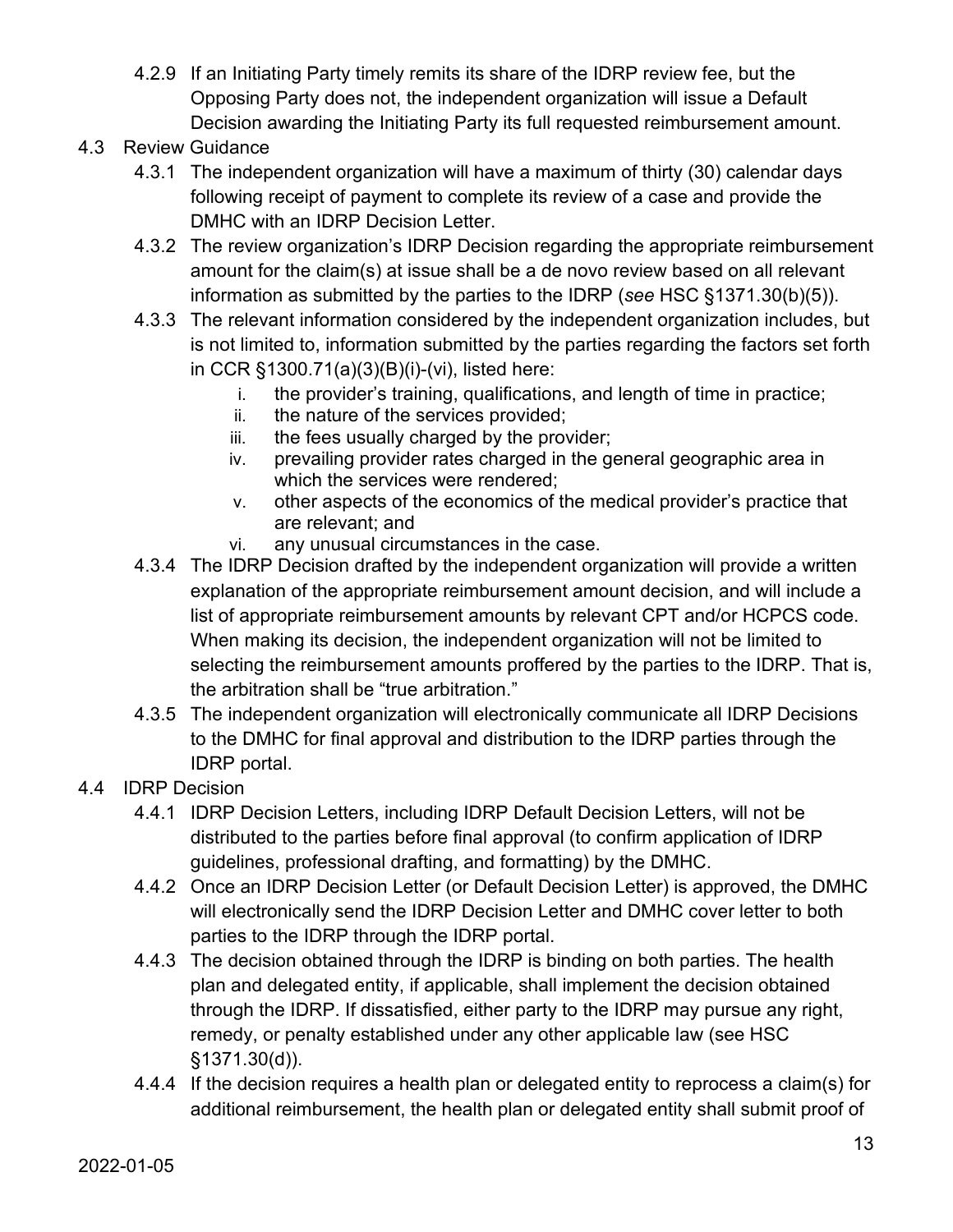4.2.9 If an Initiating Party timely remits its share of the IDRP review fee, but the Opposing Party does not, the independent organization will issue a Default Decision awarding the Initiating Party its full requested reimbursement amount.

4.3 Review Guidance

4.3.1 The independent organization will have a maximum of thirty (30) calendar days following receipt of payment to complete its review of a case and provide the DMHC with an IDRP Decision Letter.

4.3.2 The review organization's IDRP Decision regarding the appropriate reimbursement amount for the claim(s) at issue shall be a de novo review based on all relevant information as submitted by the parties to the IDRP (*see* HSC §1371.30(b)(5)).

4.3.3 The relevant information considered by the independent organization includes, but is not limited to, information submitted by the parties regarding the factors set forth in CCR §1300.71(a)(3)(B)(i)-(vi), listed here:

i. the provider's training, qualifications, and length of time in practice;
ii. the nature of the services provided;
iii. the fees usually charged by the provider;
iv. prevailing provider rates charged in the general geographic area in which the services were rendered;
v. other aspects of the economics of the medical provider's practice that are relevant; and
vi. any unusual circumstances in the case.

4.3.4 The IDRP Decision drafted by the independent organization will provide a written explanation of the appropriate reimbursement amount decision, and will include a list of appropriate reimbursement amounts by relevant CPT and/or HCPCS code. When making its decision, the independent organization will not be limited to selecting the reimbursement amounts proffered by the parties to the IDRP. That is, the arbitration shall be "true arbitration."

4.3.5 The independent organization will electronically communicate all IDRP Decisions to the DMHC for final approval and distribution to the IDRP parties through the IDRP portal.

4.4 IDRP Decision

4.4.1 IDRP Decision Letters, including IDRP Default Decision Letters, will not be distributed to the parties before final approval (to confirm application of IDRP guidelines, professional drafting, and formatting) by the DMHC.

4.4.2 Once an IDRP Decision Letter (or Default Decision Letter) is approved, the DMHC will electronically send the IDRP Decision Letter and DMHC cover letter to both parties to the IDRP through the IDRP portal.

4.4.3 The decision obtained through the IDRP is binding on both parties. The health plan and delegated entity, if applicable, shall implement the decision obtained through the IDRP. If dissatisfied, either party to the IDRP may pursue any right, remedy, or penalty established under any other applicable law (see HSC §1371.30(d)).

4.4.4 If the decision requires a health plan or delegated entity to reprocess a claim(s) for additional reimbursement, the health plan or delegated entity shall submit proof of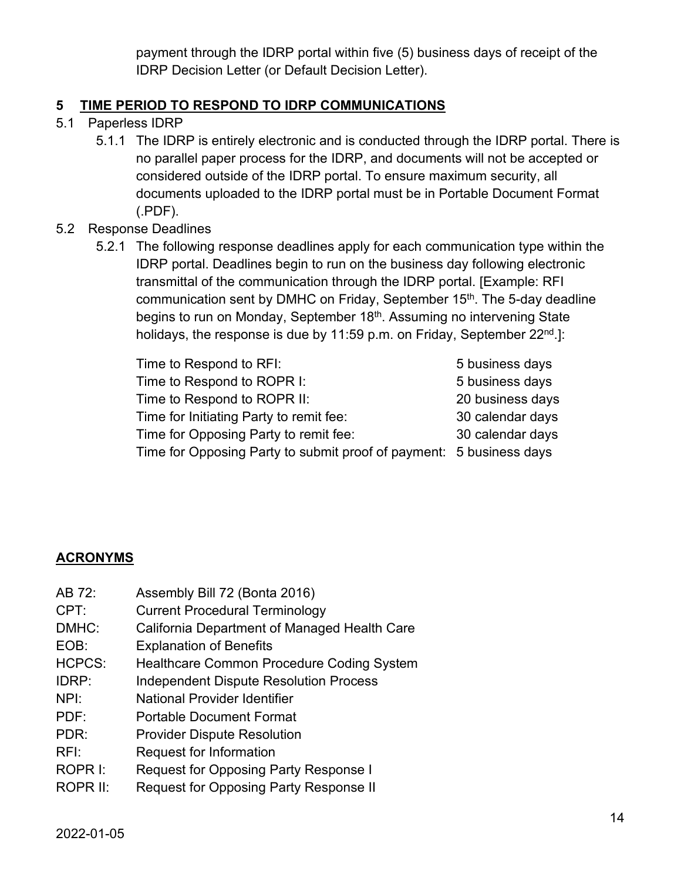payment through the IDRP portal within five (5) business days of receipt of the IDRP Decision Letter (or Default Decision Letter).

## 5 TIME PERIOD TO RESPOND TO IDRP COMMUNICATIONS

5.1 Paperless IDRP

5.1.1 The IDRP is entirely electronic and is conducted through the IDRP portal. There is no parallel paper process for the IDRP, and documents will not be accepted or considered outside of the IDRP portal. To ensure maximum security, all documents uploaded to the IDRP portal must be in Portable Document Format (.PDF).

5.2 Response Deadlines

5.2.1 The following response deadlines apply for each communication type within the IDRP portal. Deadlines begin to run on the business day following electronic transmittal of the communication through the IDRP portal. [Example: RFI communication sent by DMHC on Friday, September 15th. The 5-day deadline begins to run on Monday, September 18th. Assuming no intervening State holidays, the response is due by 11:59 p.m. on Friday, September 22nd.]:

| | |
|---|---|
| Time to Respond to RFI: | 5 business days |
| Time to Respond to ROPR I: | 5 business days |
| Time to Respond to ROPR II: | 20 business days |
| Time for Initiating Party to remit fee: | 30 calendar days |
| Time for Opposing Party to remit fee: | 30 calendar days |
| Time for Opposing Party to submit proof of payment: | 5 business days |

## ACRONYMS

| | |
|---|---|
| AB 72: | Assembly Bill 72 (Bonta 2016) |
| CPT: | Current Procedural Terminology |
| DMHC: | California Department of Managed Health Care |
| EOB: | Explanation of Benefits |
| HCPCS: | Healthcare Common Procedure Coding System |
| IDRP: | Independent Dispute Resolution Process |
| NPI: | National Provider Identifier |
| PDF: | Portable Document Format |
| PDR: | Provider Dispute Resolution |
| RFI: | Request for Information |
| ROPR I: | Request for Opposing Party Response I |
| ROPR II: | Request for Opposing Party Response II |

2022-01-05